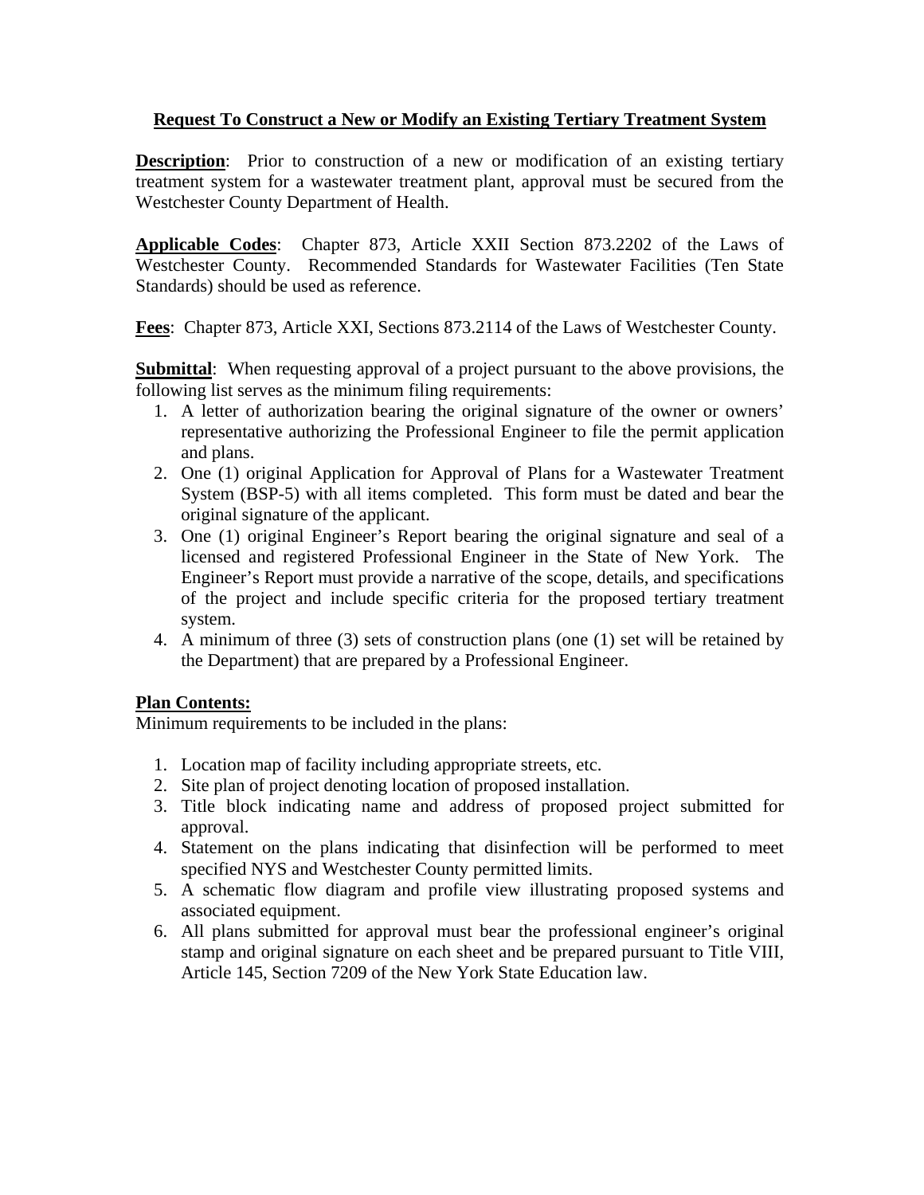# Request To Construct a New or Modify an Existing Tertiary Treatment System

**Description**: Prior to construction of a new or modification of an existing tertiary treatment system for a wastewater treatment plant, approval must be secured from the Westchester County Department of Health.

**Applicable Codes**: Chapter 873, Article XXII Section 873.2202 of the Laws of Westchester County. Recommended Standards for Wastewater Facilities (Ten State Standards) should be used as reference.

**Fees**: Chapter 873, Article XXI, Sections 873.2114 of the Laws of Westchester County.

**Submittal**: When requesting approval of a project pursuant to the above provisions, the following list serves as the minimum filing requirements:

1. A letter of authorization bearing the original signature of the owner or owners' representative authorizing the Professional Engineer to file the permit application and plans.
2. One (1) original Application for Approval of Plans for a Wastewater Treatment System (BSP-5) with all items completed. This form must be dated and bear the original signature of the applicant.
3. One (1) original Engineer's Report bearing the original signature and seal of a licensed and registered Professional Engineer in the State of New York. The Engineer's Report must provide a narrative of the scope, details, and specifications of the project and include specific criteria for the proposed tertiary treatment system.
4. A minimum of three (3) sets of construction plans (one (1) set will be retained by the Department) that are prepared by a Professional Engineer.

**Plan Contents:**

Minimum requirements to be included in the plans:

1. Location map of facility including appropriate streets, etc.
2. Site plan of project denoting location of proposed installation.
3. Title block indicating name and address of proposed project submitted for approval.
4. Statement on the plans indicating that disinfection will be performed to meet specified NYS and Westchester County permitted limits.
5. A schematic flow diagram and profile view illustrating proposed systems and associated equipment.
6. All plans submitted for approval must bear the professional engineer's original stamp and original signature on each sheet and be prepared pursuant to Title VIII, Article 145, Section 7209 of the New York State Education law.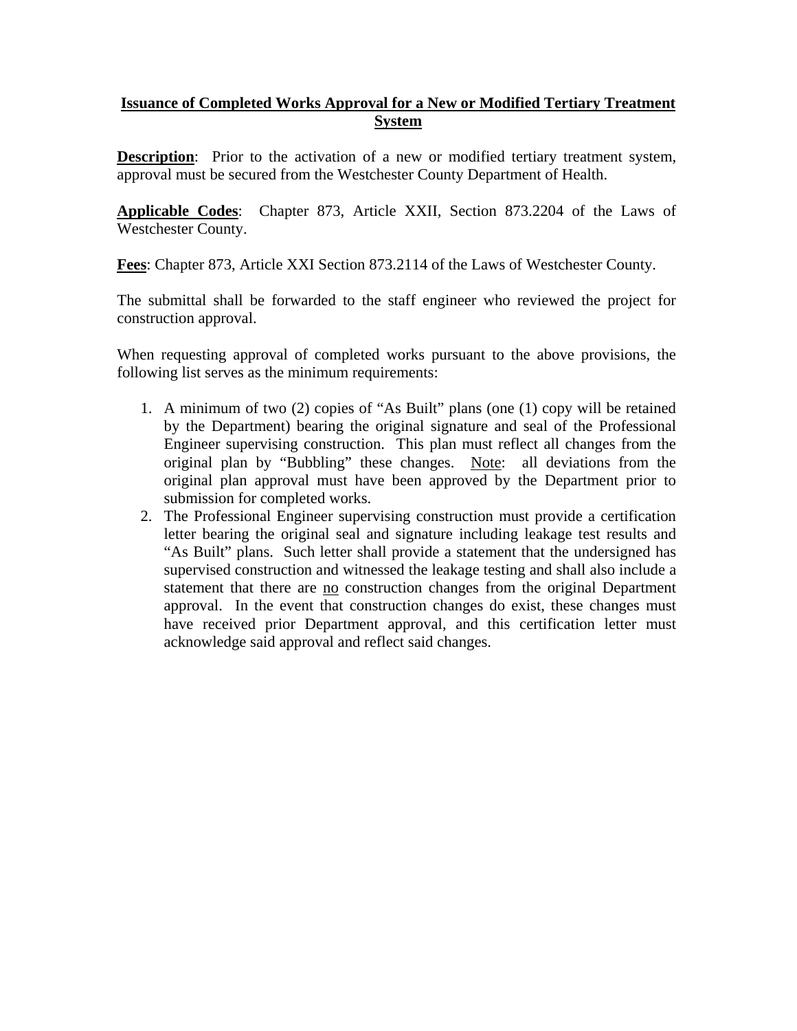## Issuance of Completed Works Approval for a New or Modified Tertiary Treatment System

**Description**: Prior to the activation of a new or modified tertiary treatment system, approval must be secured from the Westchester County Department of Health.

**Applicable Codes**: Chapter 873, Article XXII, Section 873.2204 of the Laws of Westchester County.

**Fees**: Chapter 873, Article XXI Section 873.2114 of the Laws of Westchester County.

The submittal shall be forwarded to the staff engineer who reviewed the project for construction approval.

When requesting approval of completed works pursuant to the above provisions, the following list serves as the minimum requirements:

1. A minimum of two (2) copies of "As Built" plans (one (1) copy will be retained by the Department) bearing the original signature and seal of the Professional Engineer supervising construction. This plan must reflect all changes from the original plan by "Bubbling" these changes. Note: all deviations from the original plan approval must have been approved by the Department prior to submission for completed works.
2. The Professional Engineer supervising construction must provide a certification letter bearing the original seal and signature including leakage test results and "As Built" plans. Such letter shall provide a statement that the undersigned has supervised construction and witnessed the leakage testing and shall also include a statement that there are no construction changes from the original Department approval. In the event that construction changes do exist, these changes must have received prior Department approval, and this certification letter must acknowledge said approval and reflect said changes.